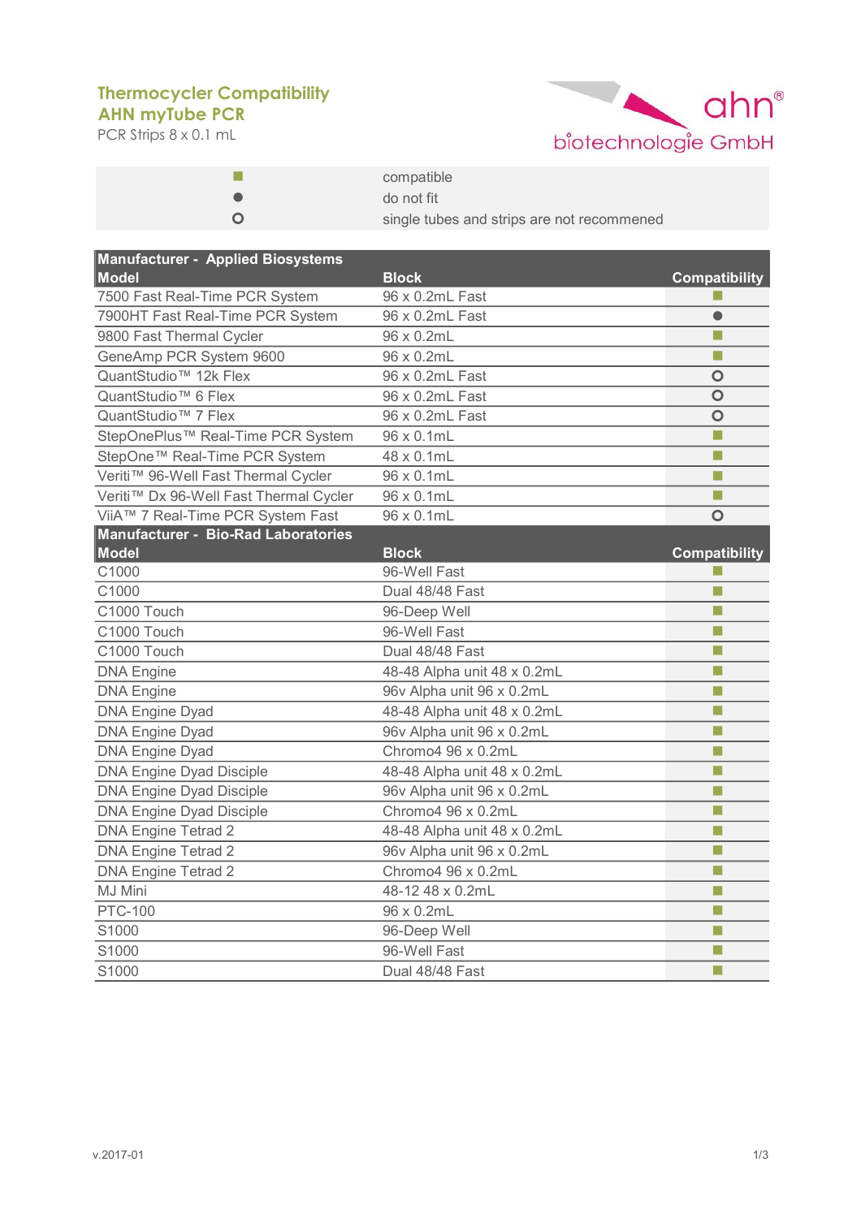# Thermocycler Compatibility
## AHN myTube PCR
PCR Strips 8 x 0.1 mL

ahn® biotechnologie GmbH

| | |
|---|---|
| ■ | compatible |
| ● | do not fit |
| ○ | single tubes and strips are not recommened |

| Manufacturer - Applied Biosystems | | |
|---|---|---|
| **Model** | **Block** | **Compatibility** |
| 7500 Fast Real-Time PCR System | 96 x 0.2mL Fast | ■ |
| 7900HT Fast Real-Time PCR System | 96 x 0.2mL Fast | ● |
| 9800 Fast Thermal Cycler | 96 x 0.2mL | ■ |
| GeneAmp PCR System 9600 | 96 x 0.2mL | ■ |
| QuantStudio™ 12k Flex | 96 x 0.2mL Fast | ○ |
| QuantStudio™ 6 Flex | 96 x 0.2mL Fast | ○ |
| QuantStudio™ 7 Flex | 96 x 0.2mL Fast | ○ |
| StepOnePlus™ Real-Time PCR System | 96 x 0.1mL | ■ |
| StepOne™ Real-Time PCR System | 48 x 0.1mL | ■ |
| Veriti™ 96-Well Fast Thermal Cycler | 96 x 0.1mL | ■ |
| Veriti™ Dx 96-Well Fast Thermal Cycler | 96 x 0.1mL | ■ |
| ViiA™ 7 Real-Time PCR System Fast | 96 x 0.1mL | ○ |
| **Manufacturer - Bio-Rad Laboratories** | | |
| **Model** | **Block** | **Compatibility** |
| C1000 | 96-Well Fast | ■ |
| C1000 | Dual 48/48 Fast | ■ |
| C1000 Touch | 96-Deep Well | ■ |
| C1000 Touch | 96-Well Fast | ■ |
| C1000 Touch | Dual 48/48 Fast | ■ |
| DNA Engine | 48-48 Alpha unit 48 x 0.2mL | ■ |
| DNA Engine | 96v Alpha unit 96 x 0.2mL | ■ |
| DNA Engine Dyad | 48-48 Alpha unit 48 x 0.2mL | ■ |
| DNA Engine Dyad | 96v Alpha unit 96 x 0.2mL | ■ |
| DNA Engine Dyad | Chromo4 96 x 0.2mL | ■ |
| DNA Engine Dyad Disciple | 48-48 Alpha unit 48 x 0.2mL | ■ |
| DNA Engine Dyad Disciple | 96v Alpha unit 96 x 0.2mL | ■ |
| DNA Engine Dyad Disciple | Chromo4 96 x 0.2mL | ■ |
| DNA Engine Tetrad 2 | 48-48 Alpha unit 48 x 0.2mL | ■ |
| DNA Engine Tetrad 2 | 96v Alpha unit 96 x 0.2mL | ■ |
| DNA Engine Tetrad 2 | Chromo4 96 x 0.2mL | ■ |
| MJ Mini | 48-12 48 x 0.2mL | ■ |
| PTC-100 | 96 x 0.2mL | ■ |
| S1000 | 96-Deep Well | ■ |
| S1000 | 96-Well Fast | ■ |
| S1000 | Dual 48/48 Fast | ■ |

v.2017-01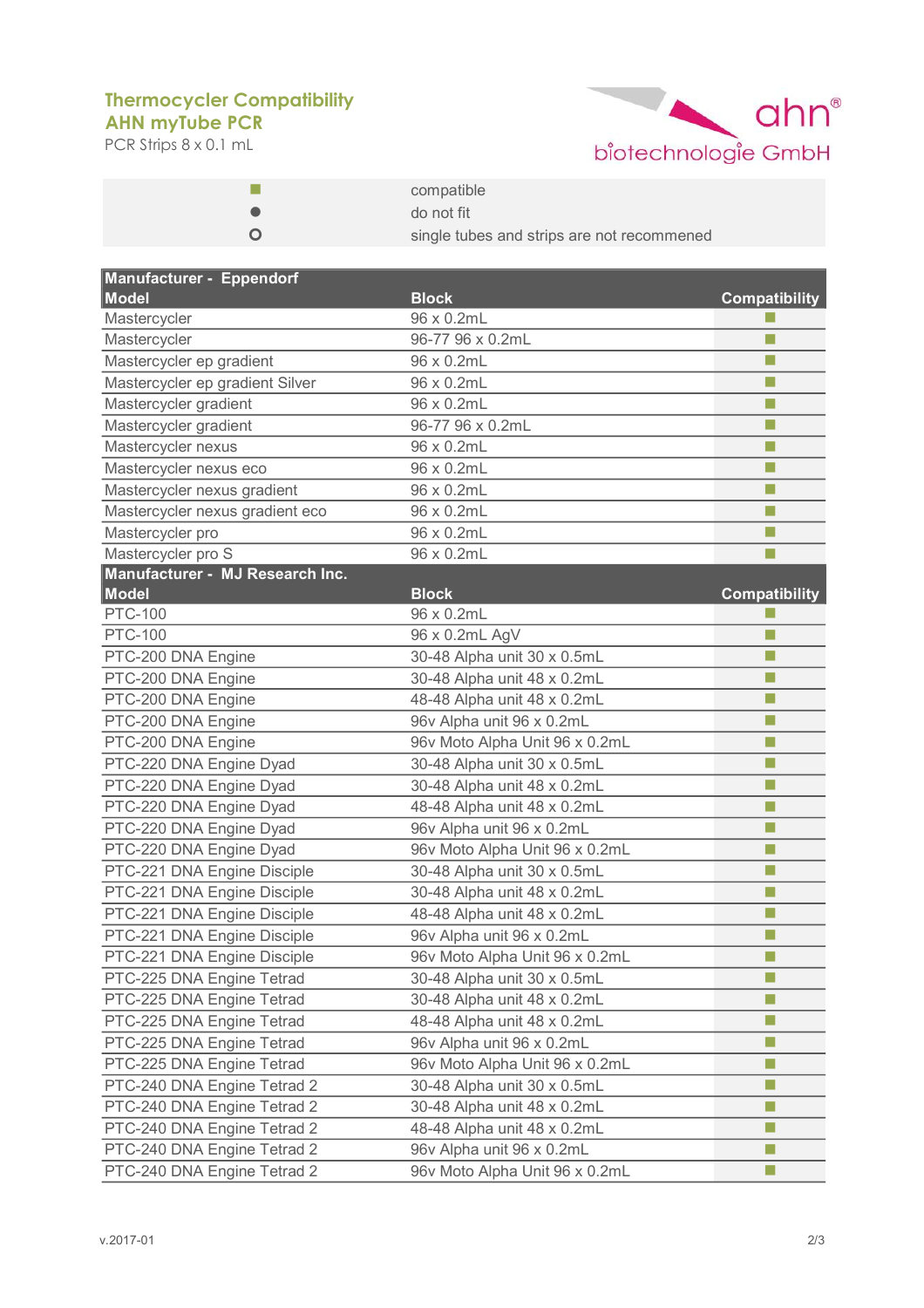**Thermocycler Compatibility**
**AHN myTube PCR**
PCR Strips 8 x 0.1 mL

ahn® biotechnologie GmbH

| | |
|---|---|
| ■ | compatible |
| ● | do not fit |
| ○ | single tubes and strips are not recommened |

| Model | Block | Compatibility |
|---|---|---|
| **Manufacturer - Eppendorf** | | |
| Mastercycler | 96 x 0.2mL | ■ |
| Mastercycler | 96-77 96 x 0.2mL | ■ |
| Mastercycler ep gradient | 96 x 0.2mL | ■ |
| Mastercycler ep gradient Silver | 96 x 0.2mL | ■ |
| Mastercycler gradient | 96 x 0.2mL | ■ |
| Mastercycler gradient | 96-77 96 x 0.2mL | ■ |
| Mastercycler nexus | 96 x 0.2mL | ■ |
| Mastercycler nexus eco | 96 x 0.2mL | ■ |
| Mastercycler nexus gradient | 96 x 0.2mL | ■ |
| Mastercycler nexus gradient eco | 96 x 0.2mL | ■ |
| Mastercycler pro | 96 x 0.2mL | ■ |
| Mastercycler pro S | 96 x 0.2mL | ■ |
| **Manufacturer - MJ Research Inc.** | | |
| **Model** | **Block** | **Compatibility** |
| PTC-100 | 96 x 0.2mL | ■ |
| PTC-100 | 96 x 0.2mL AgV | ■ |
| PTC-200 DNA Engine | 30-48 Alpha unit 30 x 0.5mL | ■ |
| PTC-200 DNA Engine | 30-48 Alpha unit 48 x 0.2mL | ■ |
| PTC-200 DNA Engine | 48-48 Alpha unit 48 x 0.2mL | ■ |
| PTC-200 DNA Engine | 96v Alpha unit 96 x 0.2mL | ■ |
| PTC-200 DNA Engine | 96v Moto Alpha Unit 96 x 0.2mL | ■ |
| PTC-220 DNA Engine Dyad | 30-48 Alpha unit 30 x 0.5mL | ■ |
| PTC-220 DNA Engine Dyad | 30-48 Alpha unit 48 x 0.2mL | ■ |
| PTC-220 DNA Engine Dyad | 48-48 Alpha unit 48 x 0.2mL | ■ |
| PTC-220 DNA Engine Dyad | 96v Alpha unit 96 x 0.2mL | ■ |
| PTC-220 DNA Engine Dyad | 96v Moto Alpha Unit 96 x 0.2mL | ■ |
| PTC-221 DNA Engine Disciple | 30-48 Alpha unit 30 x 0.5mL | ■ |
| PTC-221 DNA Engine Disciple | 30-48 Alpha unit 48 x 0.2mL | ■ |
| PTC-221 DNA Engine Disciple | 48-48 Alpha unit 48 x 0.2mL | ■ |
| PTC-221 DNA Engine Disciple | 96v Alpha unit 96 x 0.2mL | ■ |
| PTC-221 DNA Engine Disciple | 96v Moto Alpha Unit 96 x 0.2mL | ■ |
| PTC-225 DNA Engine Tetrad | 30-48 Alpha unit 30 x 0.5mL | ■ |
| PTC-225 DNA Engine Tetrad | 30-48 Alpha unit 48 x 0.2mL | ■ |
| PTC-225 DNA Engine Tetrad | 48-48 Alpha unit 48 x 0.2mL | ■ |
| PTC-225 DNA Engine Tetrad | 96v Alpha unit 96 x 0.2mL | ■ |
| PTC-225 DNA Engine Tetrad | 96v Moto Alpha Unit 96 x 0.2mL | ■ |
| PTC-240 DNA Engine Tetrad 2 | 30-48 Alpha unit 30 x 0.5mL | ■ |
| PTC-240 DNA Engine Tetrad 2 | 30-48 Alpha unit 48 x 0.2mL | ■ |
| PTC-240 DNA Engine Tetrad 2 | 48-48 Alpha unit 48 x 0.2mL | ■ |
| PTC-240 DNA Engine Tetrad 2 | 96v Alpha unit 96 x 0.2mL | ■ |
| PTC-240 DNA Engine Tetrad 2 | 96v Moto Alpha Unit 96 x 0.2mL | ■ |

v.2017-01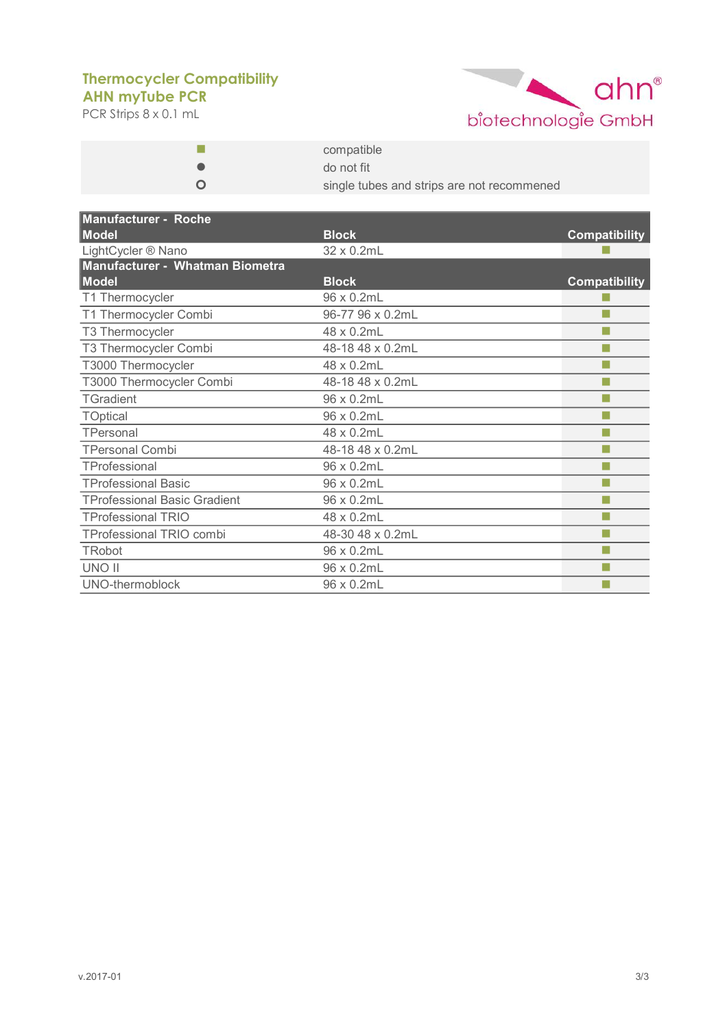**Thermocycler Compatibility**
**AHN myTube PCR**
PCR Strips 8 x 0.1 mL

ahn® biotechnologie GmbH

| | |
|---|---|
| ■ | compatible |
| ● | do not fit |
| ○ | single tubes and strips are not recommened |

| **Manufacturer - Roche** | | |
|---|---|---|
| **Model** | **Block** | **Compatibility** |
| LightCycler ® Nano | 32 x 0.2mL | ■ |

| **Manufacturer - Whatman Biometra** | | |
|---|---|---|
| **Model** | **Block** | **Compatibility** |
| T1 Thermocycler | 96 x 0.2mL | ■ |
| T1 Thermocycler Combi | 96-77 96 x 0.2mL | ■ |
| T3 Thermocycler | 48 x 0.2mL | ■ |
| T3 Thermocycler Combi | 48-18 48 x 0.2mL | ■ |
| T3000 Thermocycler | 48 x 0.2mL | ■ |
| T3000 Thermocycler Combi | 48-18 48 x 0.2mL | ■ |
| TGradient | 96 x 0.2mL | ■ |
| TOptical | 96 x 0.2mL | ■ |
| TPersonal | 48 x 0.2mL | ■ |
| TPersonal Combi | 48-18 48 x 0.2mL | ■ |
| TProfessional | 96 x 0.2mL | ■ |
| TProfessional Basic | 96 x 0.2mL | ■ |
| TProfessional Basic Gradient | 96 x 0.2mL | ■ |
| TProfessional TRIO | 48 x 0.2mL | ■ |
| TProfessional TRIO combi | 48-30 48 x 0.2mL | ■ |
| TRobot | 96 x 0.2mL | ■ |
| UNO II | 96 x 0.2mL | ■ |
| UNO-thermoblock | 96 x 0.2mL | ■ |

v.2017-01